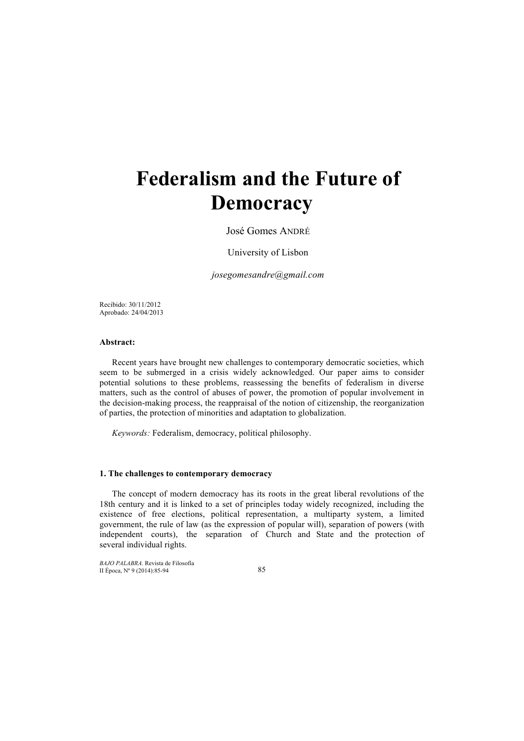# Federalism and the Future of Democracy

José Gomes ANDRÉ

University of Lisbon

*josegomesandre@gmail.com*

Recibido: 30/11/2012
Aprobado: 24/04/2013

**Abstract:**

Recent years have brought new challenges to contemporary democratic societies, which seem to be submerged in a crisis widely acknowledged. Our paper aims to consider potential solutions to these problems, reassessing the benefits of federalism in diverse matters, such as the control of abuses of power, the promotion of popular involvement in the decision-making process, the reappraisal of the notion of citizenship, the reorganization of parties, the protection of minorities and adaptation to globalization.

*Keywords:* Federalism, democracy, political philosophy.

## 1. The challenges to contemporary democracy

The concept of modern democracy has its roots in the great liberal revolutions of the 18th century and it is linked to a set of principles today widely recognized, including the existence of free elections, political representation, a multiparty system, a limited government, the rule of law (as the expression of popular will), separation of powers (with independent courts), the separation of Church and State and the protection of several individual rights.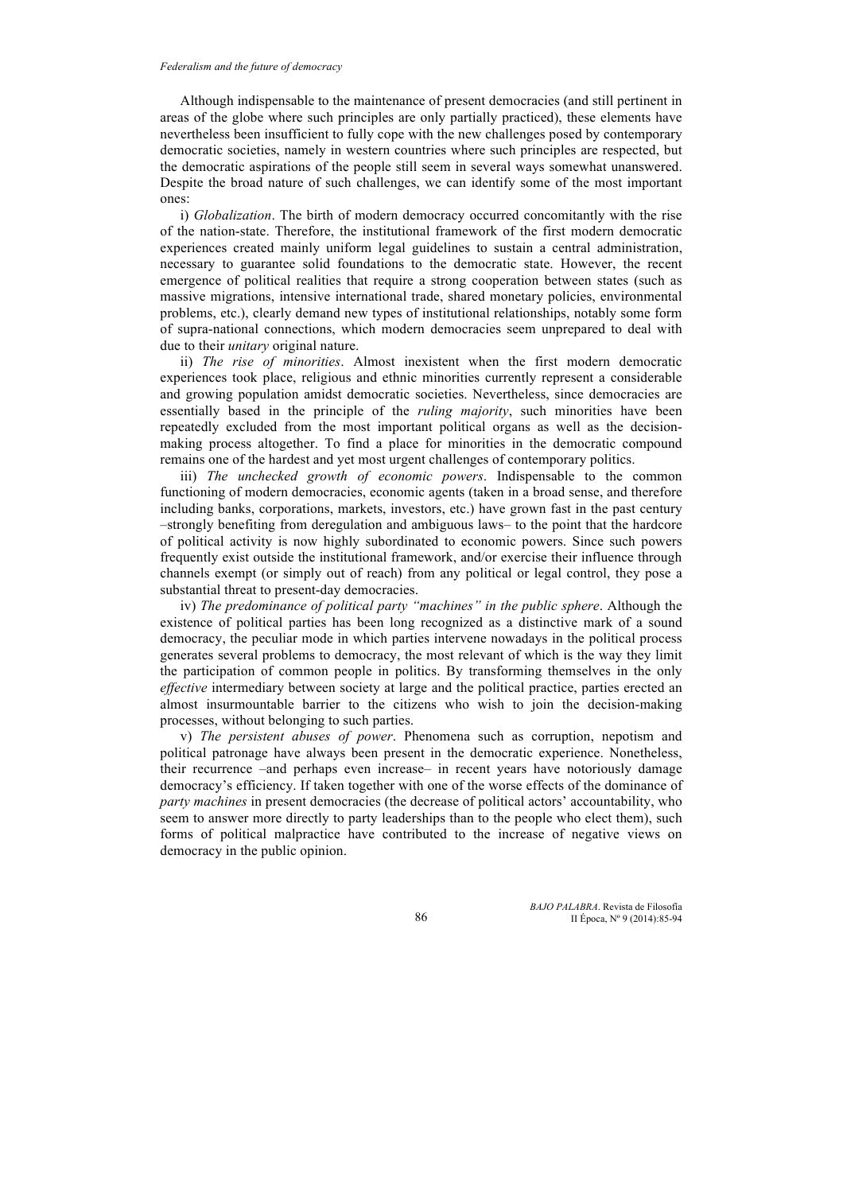Although indispensable to the maintenance of present democracies (and still pertinent in areas of the globe where such principles are only partially practiced), these elements have nevertheless been insufficient to fully cope with the new challenges posed by contemporary democratic societies, namely in western countries where such principles are respected, but the democratic aspirations of the people still seem in several ways somewhat unanswered. Despite the broad nature of such challenges, we can identify some of the most important ones:

i) *Globalization*. The birth of modern democracy occurred concomitantly with the rise of the nation-state. Therefore, the institutional framework of the first modern democratic experiences created mainly uniform legal guidelines to sustain a central administration, necessary to guarantee solid foundations to the democratic state. However, the recent emergence of political realities that require a strong cooperation between states (such as massive migrations, intensive international trade, shared monetary policies, environmental problems, etc.), clearly demand new types of institutional relationships, notably some form of supra-national connections, which modern democracies seem unprepared to deal with due to their *unitary* original nature.

ii) *The rise of minorities*. Almost inexistent when the first modern democratic experiences took place, religious and ethnic minorities currently represent a considerable and growing population amidst democratic societies. Nevertheless, since democracies are essentially based in the principle of the *ruling majority*, such minorities have been repeatedly excluded from the most important political organs as well as the decision-making process altogether. To find a place for minorities in the democratic compound remains one of the hardest and yet most urgent challenges of contemporary politics.

iii) *The unchecked growth of economic powers*. Indispensable to the common functioning of modern democracies, economic agents (taken in a broad sense, and therefore including banks, corporations, markets, investors, etc.) have grown fast in the past century –strongly benefiting from deregulation and ambiguous laws– to the point that the hardcore of political activity is now highly subordinated to economic powers. Since such powers frequently exist outside the institutional framework, and/or exercise their influence through channels exempt (or simply out of reach) from any political or legal control, they pose a substantial threat to present-day democracies.

iv) *The predominance of political party "machines" in the public sphere*. Although the existence of political parties has been long recognized as a distinctive mark of a sound democracy, the peculiar mode in which parties intervene nowadays in the political process generates several problems to democracy, the most relevant of which is the way they limit the participation of common people in politics. By transforming themselves in the only *effective* intermediary between society at large and the political practice, parties erected an almost insurmountable barrier to the citizens who wish to join the decision-making processes, without belonging to such parties.

v) *The persistent abuses of power*. Phenomena such as corruption, nepotism and political patronage have always been present in the democratic experience. Nonetheless, their recurrence –and perhaps even increase– in recent years have notoriously damage democracy's efficiency. If taken together with one of the worse effects of the dominance of *party machines* in present democracies (the decrease of political actors' accountability, who seem to answer more directly to party leaderships than to the people who elect them), such forms of political malpractice have contributed to the increase of negative views on democracy in the public opinion.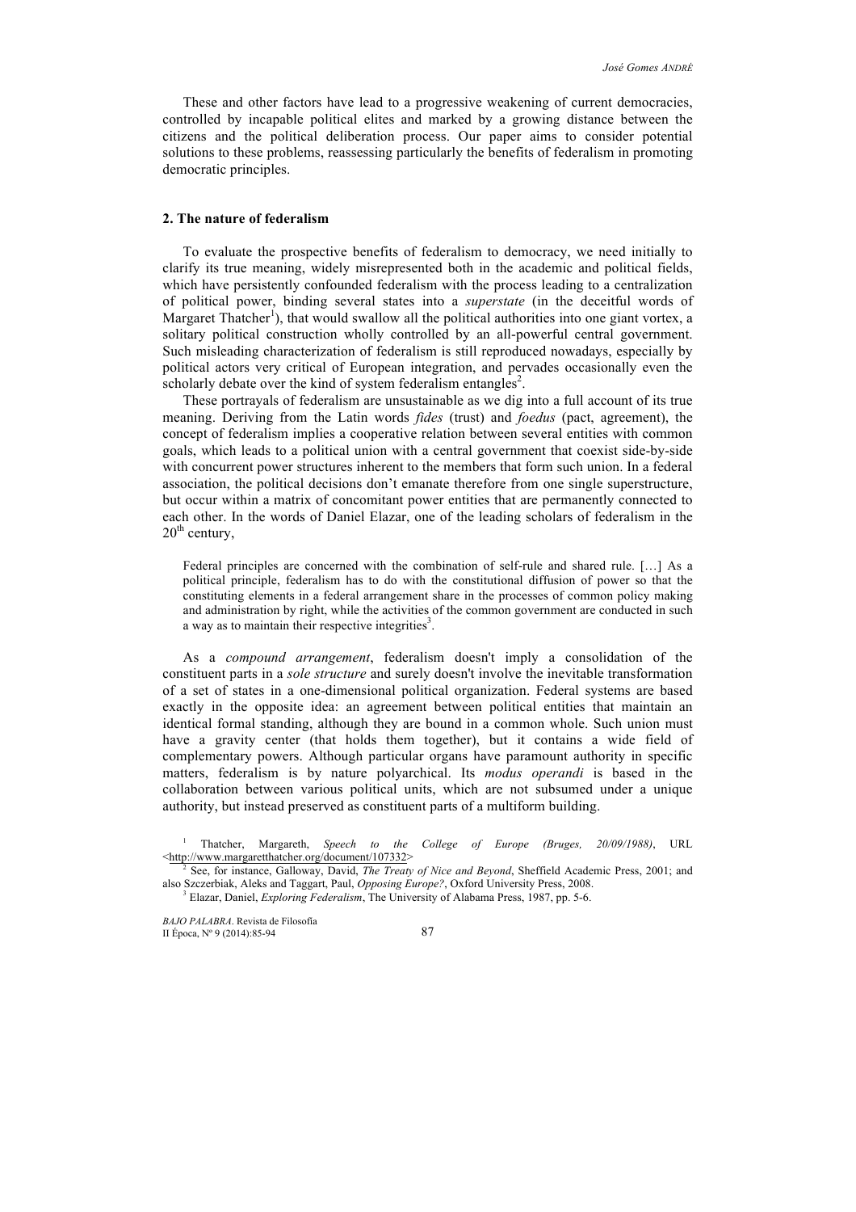These and other factors have lead to a progressive weakening of current democracies, controlled by incapable political elites and marked by a growing distance between the citizens and the political deliberation process. Our paper aims to consider potential solutions to these problems, reassessing particularly the benefits of federalism in promoting democratic principles.

## 2. The nature of federalism

To evaluate the prospective benefits of federalism to democracy, we need initially to clarify its true meaning, widely misrepresented both in the academic and political fields, which have persistently confounded federalism with the process leading to a centralization of political power, binding several states into a *superstate* (in the deceitful words of Margaret Thatcher[1]), that would swallow all the political authorities into one giant vortex, a solitary political construction wholly controlled by an all-powerful central government. Such misleading characterization of federalism is still reproduced nowadays, especially by political actors very critical of European integration, and pervades occasionally even the scholarly debate over the kind of system federalism entangles[2].

These portrayals of federalism are unsustainable as we dig into a full account of its true meaning. Deriving from the Latin words *fides* (trust) and *foedus* (pact, agreement), the concept of federalism implies a cooperative relation between several entities with common goals, which leads to a political union with a central government that coexist side-by-side with concurrent power structures inherent to the members that form such union. In a federal association, the political decisions don't emanate therefore from one single superstructure, but occur within a matrix of concomitant power entities that are permanently connected to each other. In the words of Daniel Elazar, one of the leading scholars of federalism in the 20th century,

> Federal principles are concerned with the combination of self-rule and shared rule. […] As a political principle, federalism has to do with the constitutional diffusion of power so that the constituting elements in a federal arrangement share in the processes of common policy making and administration by right, while the activities of the common government are conducted in such a way as to maintain their respective integrities[3].

As a *compound arrangement*, federalism doesn't imply a consolidation of the constituent parts in a *sole structure* and surely doesn't involve the inevitable transformation of a set of states in a one-dimensional political organization. Federal systems are based exactly in the opposite idea: an agreement between political entities that maintain an identical formal standing, although they are bound in a common whole. Such union must have a gravity center (that holds them together), but it contains a wide field of complementary powers. Although particular organs have paramount authority in specific matters, federalism is by nature polyarchical. Its *modus operandi* is based in the collaboration between various political units, which are not subsumed under a unique authority, but instead preserved as constituent parts of a multiform building.

[1] Thatcher, Margareth, *Speech to the College of Europe (Bruges, 20/09/1988)*, URL <http://www.margaretthatcher.org/document/107332>

[2] See, for instance, Galloway, David, *The Treaty of Nice and Beyond*, Sheffield Academic Press, 2001; and also Szczerbiak, Aleks and Taggart, Paul, *Opposing Europe?*, Oxford University Press, 2008.

[3] Elazar, Daniel, *Exploring Federalism*, The University of Alabama Press, 1987, pp. 5-6.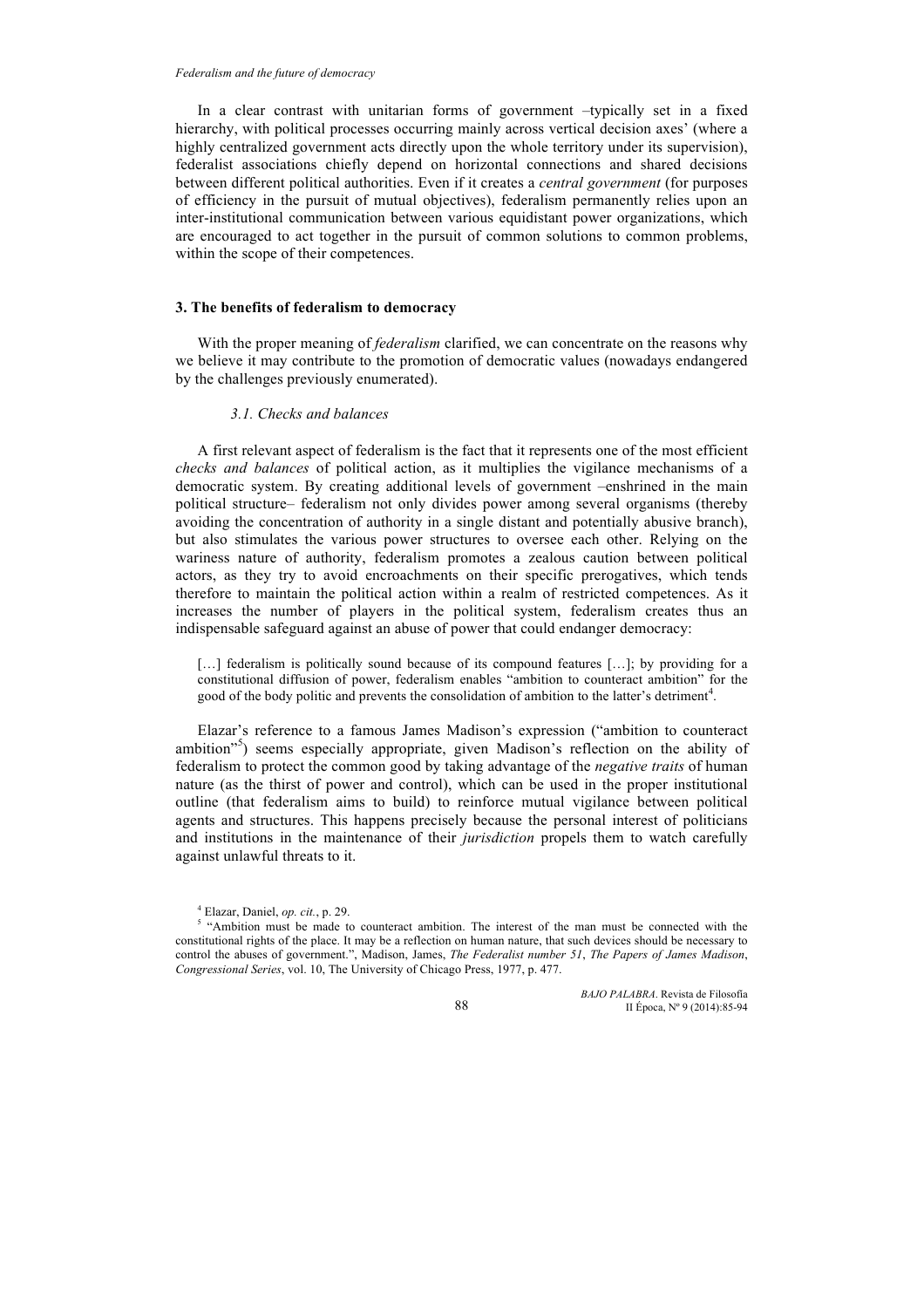In a clear contrast with unitarian forms of government –typically set in a fixed hierarchy, with political processes occurring mainly across vertical decision axes' (where a highly centralized government acts directly upon the whole territory under its supervision), federalist associations chiefly depend on horizontal connections and shared decisions between different political authorities. Even if it creates a *central government* (for purposes of efficiency in the pursuit of mutual objectives), federalism permanently relies upon an inter-institutional communication between various equidistant power organizations, which are encouraged to act together in the pursuit of common solutions to common problems, within the scope of their competences.

## 3. The benefits of federalism to democracy

With the proper meaning of *federalism* clarified, we can concentrate on the reasons why we believe it may contribute to the promotion of democratic values (nowadays endangered by the challenges previously enumerated).

### *3.1. Checks and balances*

A first relevant aspect of federalism is the fact that it represents one of the most efficient *checks and balances* of political action, as it multiplies the vigilance mechanisms of a democratic system. By creating additional levels of government –enshrined in the main political structure– federalism not only divides power among several organisms (thereby avoiding the concentration of authority in a single distant and potentially abusive branch), but also stimulates the various power structures to oversee each other. Relying on the wariness nature of authority, federalism promotes a zealous caution between political actors, as they try to avoid encroachments on their specific prerogatives, which tends therefore to maintain the political action within a realm of restricted competences. As it increases the number of players in the political system, federalism creates thus an indispensable safeguard against an abuse of power that could endanger democracy:

> […] federalism is politically sound because of its compound features […]; by providing for a constitutional diffusion of power, federalism enables "ambition to counteract ambition" for the good of the body politic and prevents the consolidation of ambition to the latter's detriment[4].

Elazar's reference to a famous James Madison's expression ("ambition to counteract ambition"[5]) seems especially appropriate, given Madison's reflection on the ability of federalism to protect the common good by taking advantage of the *negative traits* of human nature (as the thirst of power and control), which can be used in the proper institutional outline (that federalism aims to build) to reinforce mutual vigilance between political agents and structures. This happens precisely because the personal interest of politicians and institutions in the maintenance of their *jurisdiction* propels them to watch carefully against unlawful threats to it.

---

[4] Elazar, Daniel, *op. cit.*, p. 29.

[5] "Ambition must be made to counteract ambition. The interest of the man must be connected with the constitutional rights of the place. It may be a reflection on human nature, that such devices should be necessary to control the abuses of government.", Madison, James, *The Federalist number 51*, *The Papers of James Madison*, *Congressional Series*, vol. 10, The University of Chicago Press, 1977, p. 477.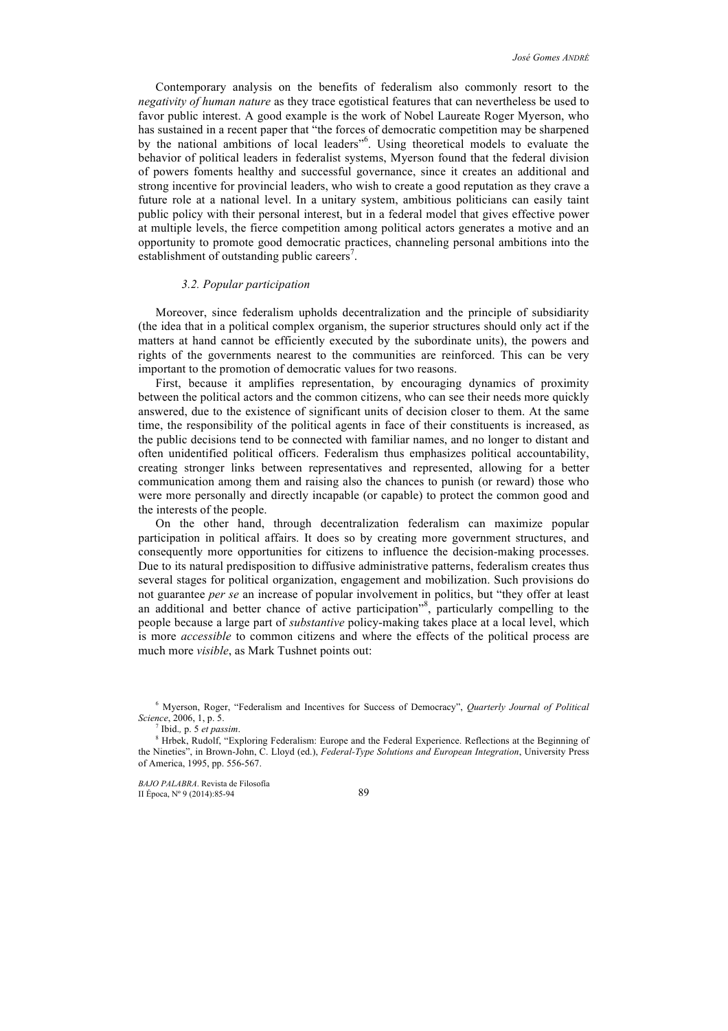Contemporary analysis on the benefits of federalism also commonly resort to the *negativity of human nature* as they trace egotistical features that can nevertheless be used to favor public interest. A good example is the work of Nobel Laureate Roger Myerson, who has sustained in a recent paper that "the forces of democratic competition may be sharpened by the national ambitions of local leaders"[6]. Using theoretical models to evaluate the behavior of political leaders in federalist systems, Myerson found that the federal division of powers foments healthy and successful governance, since it creates an additional and strong incentive for provincial leaders, who wish to create a good reputation as they crave a future role at a national level. In a unitary system, ambitious politicians can easily taint public policy with their personal interest, but in a federal model that gives effective power at multiple levels, the fierce competition among political actors generates a motive and an opportunity to promote good democratic practices, channeling personal ambitions into the establishment of outstanding public careers[7].

### *3.2. Popular participation*

Moreover, since federalism upholds decentralization and the principle of subsidiarity (the idea that in a political complex organism, the superior structures should only act if the matters at hand cannot be efficiently executed by the subordinate units), the powers and rights of the governments nearest to the communities are reinforced. This can be very important to the promotion of democratic values for two reasons.

First, because it amplifies representation, by encouraging dynamics of proximity between the political actors and the common citizens, who can see their needs more quickly answered, due to the existence of significant units of decision closer to them. At the same time, the responsibility of the political agents in face of their constituents is increased, as the public decisions tend to be connected with familiar names, and no longer to distant and often unidentified political officers. Federalism thus emphasizes political accountability, creating stronger links between representatives and represented, allowing for a better communication among them and raising also the chances to punish (or reward) those who were more personally and directly incapable (or capable) to protect the common good and the interests of the people.

On the other hand, through decentralization federalism can maximize popular participation in political affairs. It does so by creating more government structures, and consequently more opportunities for citizens to influence the decision-making processes. Due to its natural predisposition to diffusive administrative patterns, federalism creates thus several stages for political organization, engagement and mobilization. Such provisions do not guarantee *per se* an increase of popular involvement in politics, but "they offer at least an additional and better chance of active participation"[8], particularly compelling to the people because a large part of *substantive* policy-making takes place at a local level, which is more *accessible* to common citizens and where the effects of the political process are much more *visible*, as Mark Tushnet points out:

---

[6] Myerson, Roger, "Federalism and Incentives for Success of Democracy", *Quarterly Journal of Political Science*, 2006, 1, p. 5.

[7] Ibid., p. 5 *et passim*.

[8] Hrbek, Rudolf, "Exploring Federalism: Europe and the Federal Experience. Reflections at the Beginning of the Nineties", in Brown-John, C. Lloyd (ed.), *Federal-Type Solutions and European Integration*, University Press of America, 1995, pp. 556-567.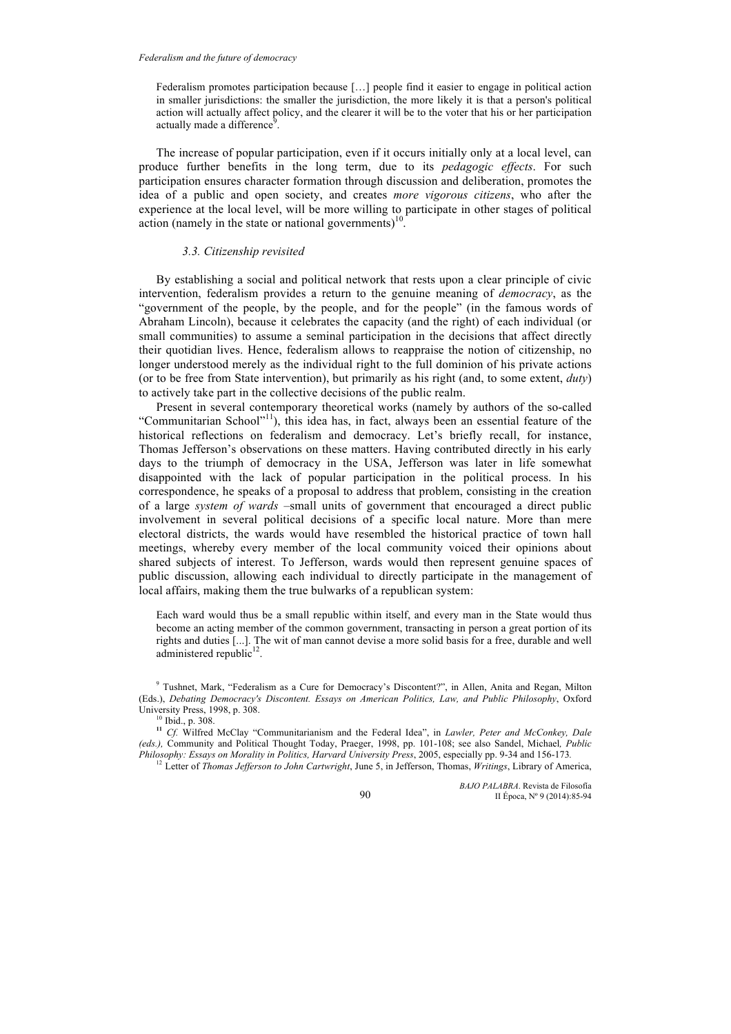> Federalism promotes participation because […] people find it easier to engage in political action in smaller jurisdictions: the smaller the jurisdiction, the more likely it is that a person's political action will actually affect policy, and the clearer it will be to the voter that his or her participation actually made a difference[9].

The increase of popular participation, even if it occurs initially only at a local level, can produce further benefits in the long term, due to its *pedagogic effects*. For such participation ensures character formation through discussion and deliberation, promotes the idea of a public and open society, and creates *more vigorous citizens*, who after the experience at the local level, will be more willing to participate in other stages of political action (namely in the state or national governments)[10].

### *3.3. Citizenship revisited*

By establishing a social and political network that rests upon a clear principle of civic intervention, federalism provides a return to the genuine meaning of *democracy*, as the "government of the people, by the people, and for the people" (in the famous words of Abraham Lincoln), because it celebrates the capacity (and the right) of each individual (or small communities) to assume a seminal participation in the decisions that affect directly their quotidian lives. Hence, federalism allows to reappraise the notion of citizenship, no longer understood merely as the individual right to the full dominion of his private actions (or to be free from State intervention), but primarily as his right (and, to some extent, *duty*) to actively take part in the collective decisions of the public realm.

Present in several contemporary theoretical works (namely by authors of the so-called "Communitarian School"[11]), this idea has, in fact, always been an essential feature of the historical reflections on federalism and democracy. Let's briefly recall, for instance, Thomas Jefferson's observations on these matters. Having contributed directly in his early days to the triumph of democracy in the USA, Jefferson was later in life somewhat disappointed with the lack of popular participation in the political process. In his correspondence, he speaks of a proposal to address that problem, consisting in the creation of a large *system of wards* –small units of government that encouraged a direct public involvement in several political decisions of a specific local nature. More than mere electoral districts, the wards would have resembled the historical practice of town hall meetings, whereby every member of the local community voiced their opinions about shared subjects of interest. To Jefferson, wards would then represent genuine spaces of public discussion, allowing each individual to directly participate in the management of local affairs, making them the true bulwarks of a republican system:

> Each ward would thus be a small republic within itself, and every man in the State would thus become an acting member of the common government, transacting in person a great portion of its rights and duties [...]. The wit of man cannot devise a more solid basis for a free, durable and well administered republic[12].

---

[9] Tushnet, Mark, "Federalism as a Cure for Democracy's Discontent?", in Allen, Anita and Regan, Milton (Eds.), *Debating Democracy's Discontent. Essays on American Politics, Law, and Public Philosophy*, Oxford University Press, 1998, p. 308.

[10] Ibid., p. 308.

[11] *Cf.* Wilfred McClay "Communitarianism and the Federal Idea", in *Lawler, Peter and McConkey, Dale (eds.),* Community and Political Thought Today, Praeger, 1998, pp. 101-108; see also Sandel, Michael*, Public Philosophy: Essays on Morality in Politics, Harvard University Press*, 2005, especially pp. 9-34 and 156-173*.*

[12] Letter of *Thomas Jefferson to John Cartwright*, June 5, in Jefferson, Thomas, *Writings*, Library of America,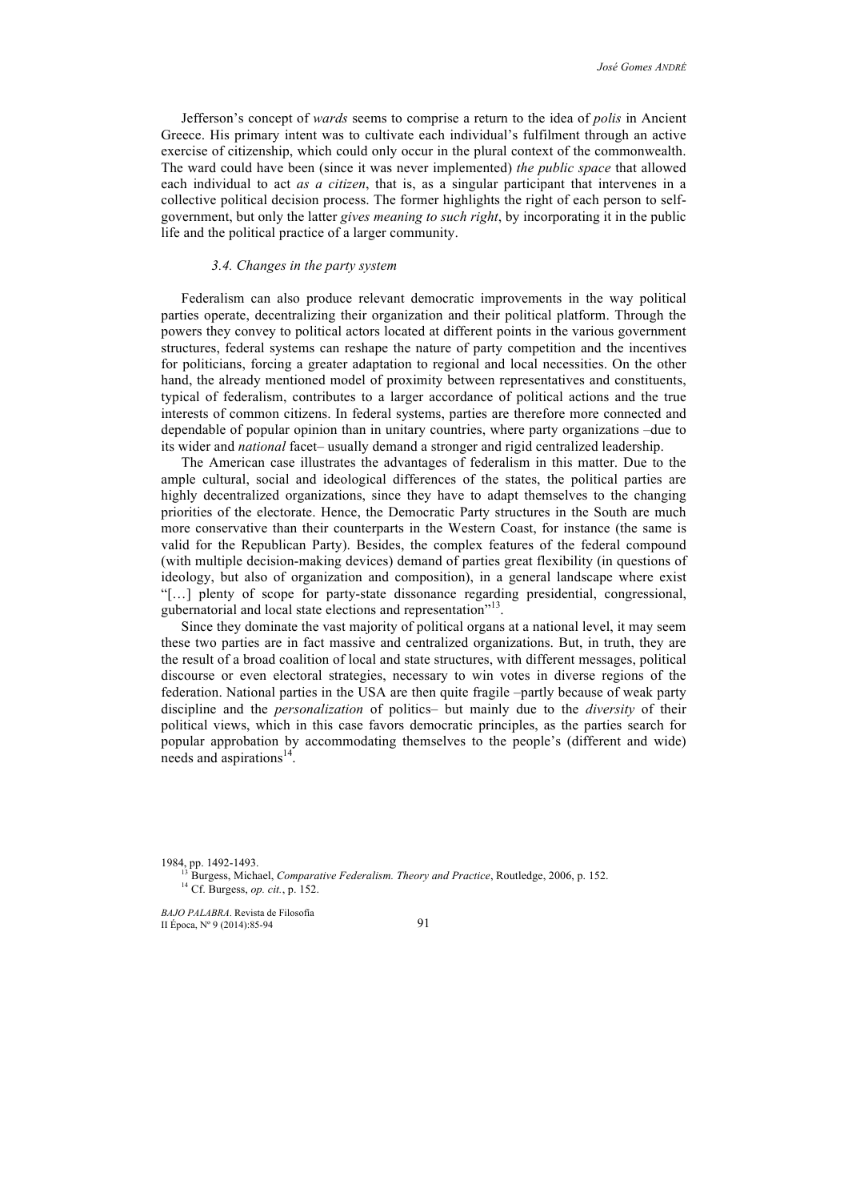Jefferson's concept of *wards* seems to comprise a return to the idea of *polis* in Ancient Greece. His primary intent was to cultivate each individual's fulfilment through an active exercise of citizenship, which could only occur in the plural context of the commonwealth. The ward could have been (since it was never implemented) *the public space* that allowed each individual to act *as a citizen*, that is, as a singular participant that intervenes in a collective political decision process. The former highlights the right of each person to self-government, but only the latter *gives meaning to such right*, by incorporating it in the public life and the political practice of a larger community.

### *3.4. Changes in the party system*

Federalism can also produce relevant democratic improvements in the way political parties operate, decentralizing their organization and their political platform. Through the powers they convey to political actors located at different points in the various government structures, federal systems can reshape the nature of party competition and the incentives for politicians, forcing a greater adaptation to regional and local necessities. On the other hand, the already mentioned model of proximity between representatives and constituents, typical of federalism, contributes to a larger accordance of political actions and the true interests of common citizens. In federal systems, parties are therefore more connected and dependable of popular opinion than in unitary countries, where party organizations –due to its wider and *national* facet– usually demand a stronger and rigid centralized leadership.

The American case illustrates the advantages of federalism in this matter. Due to the ample cultural, social and ideological differences of the states, the political parties are highly decentralized organizations, since they have to adapt themselves to the changing priorities of the electorate. Hence, the Democratic Party structures in the South are much more conservative than their counterparts in the Western Coast, for instance (the same is valid for the Republican Party). Besides, the complex features of the federal compound (with multiple decision-making devices) demand of parties great flexibility (in questions of ideology, but also of organization and composition), in a general landscape where exist "[…] plenty of scope for party-state dissonance regarding presidential, congressional, gubernatorial and local state elections and representation"[13].

Since they dominate the vast majority of political organs at a national level, it may seem these two parties are in fact massive and centralized organizations. But, in truth, they are the result of a broad coalition of local and state structures, with different messages, political discourse or even electoral strategies, necessary to win votes in diverse regions of the federation. National parties in the USA are then quite fragile –partly because of weak party discipline and the *personalization* of politics– but mainly due to the *diversity* of their political views, which in this case favors democratic principles, as the parties search for popular approbation by accommodating themselves to the people's (different and wide) needs and aspirations[14].

---

1984, pp. 1492-1493.

[13] Burgess, Michael, *Comparative Federalism. Theory and Practice*, Routledge, 2006, p. 152.

[14] Cf. Burgess, *op. cit.*, p. 152.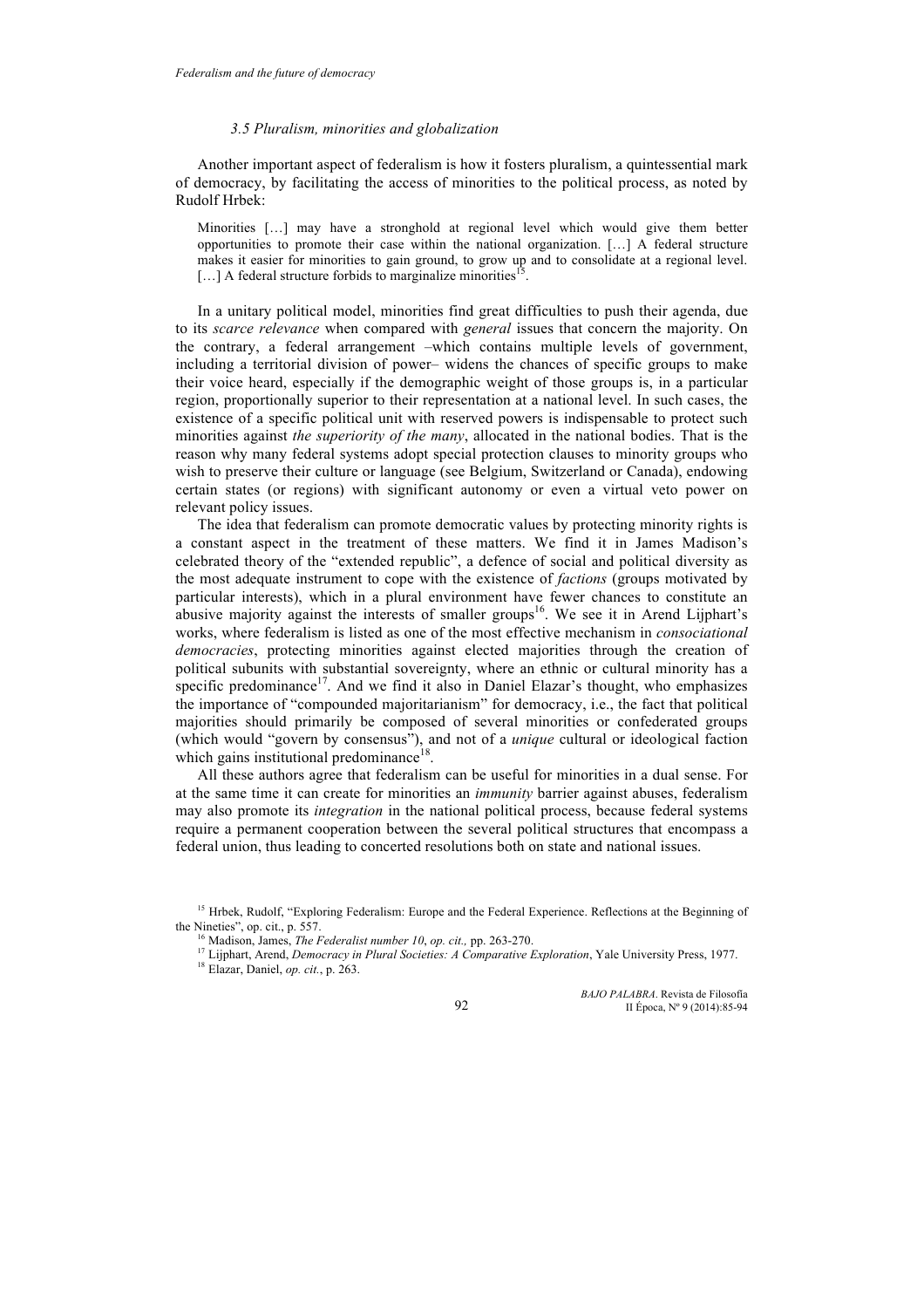### *3.5 Pluralism, minorities and globalization*

Another important aspect of federalism is how it fosters pluralism, a quintessential mark of democracy, by facilitating the access of minorities to the political process, as noted by Rudolf Hrbek:

> Minorities […] may have a stronghold at regional level which would give them better opportunities to promote their case within the national organization. […] A federal structure makes it easier for minorities to gain ground, to grow up and to consolidate at a regional level. […] A federal structure forbids to marginalize minorities[15].

In a unitary political model, minorities find great difficulties to push their agenda, due to its *scarce relevance* when compared with *general* issues that concern the majority. On the contrary, a federal arrangement –which contains multiple levels of government, including a territorial division of power– widens the chances of specific groups to make their voice heard, especially if the demographic weight of those groups is, in a particular region, proportionally superior to their representation at a national level. In such cases, the existence of a specific political unit with reserved powers is indispensable to protect such minorities against *the superiority of the many*, allocated in the national bodies. That is the reason why many federal systems adopt special protection clauses to minority groups who wish to preserve their culture or language (see Belgium, Switzerland or Canada), endowing certain states (or regions) with significant autonomy or even a virtual veto power on relevant policy issues.

The idea that federalism can promote democratic values by protecting minority rights is a constant aspect in the treatment of these matters. We find it in James Madison's celebrated theory of the "extended republic", a defence of social and political diversity as the most adequate instrument to cope with the existence of *factions* (groups motivated by particular interests), which in a plural environment have fewer chances to constitute an abusive majority against the interests of smaller groups[16]. We see it in Arend Lijphart's works, where federalism is listed as one of the most effective mechanism in *consociational democracies*, protecting minorities against elected majorities through the creation of political subunits with substantial sovereignty, where an ethnic or cultural minority has a specific predominance[17]. And we find it also in Daniel Elazar's thought, who emphasizes the importance of "compounded majoritarianism" for democracy, i.e., the fact that political majorities should primarily be composed of several minorities or confederated groups (which would "govern by consensus"), and not of a *unique* cultural or ideological faction which gains institutional predominance[18].

All these authors agree that federalism can be useful for minorities in a dual sense. For at the same time it can create for minorities an *immunity* barrier against abuses, federalism may also promote its *integration* in the national political process, because federal systems require a permanent cooperation between the several political structures that encompass a federal union, thus leading to concerted resolutions both on state and national issues.

---

[15] Hrbek, Rudolf, "Exploring Federalism: Europe and the Federal Experience. Reflections at the Beginning of the Nineties", op. cit., p. 557.

[16] Madison, James, *The Federalist number 10*, *op. cit.,* pp. 263-270.

[17] Lijphart, Arend, *Democracy in Plural Societies: A Comparative Exploration*, Yale University Press, 1977.

[18] Elazar, Daniel, *op. cit.*, p. 263.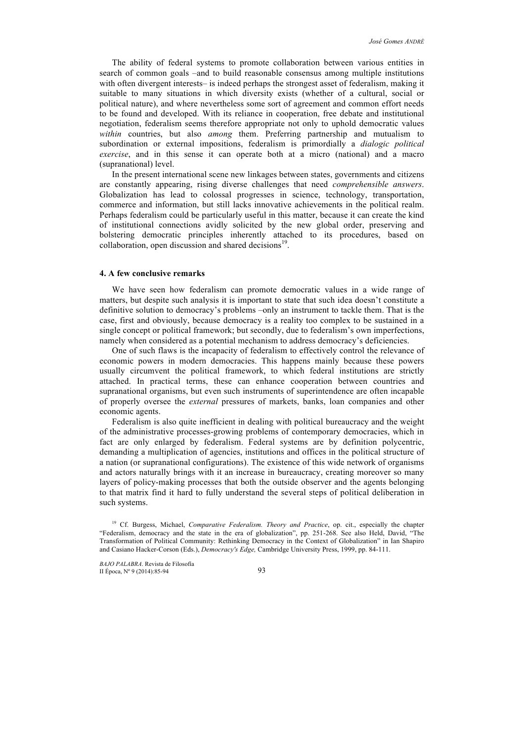The ability of federal systems to promote collaboration between various entities in search of common goals –and to build reasonable consensus among multiple institutions with often divergent interests– is indeed perhaps the strongest asset of federalism, making it suitable to many situations in which diversity exists (whether of a cultural, social or political nature), and where nevertheless some sort of agreement and common effort needs to be found and developed. With its reliance in cooperation, free debate and institutional negotiation, federalism seems therefore appropriate not only to uphold democratic values *within* countries, but also *among* them. Preferring partnership and mutualism to subordination or external impositions, federalism is primordially a *dialogic political exercise*, and in this sense it can operate both at a micro (national) and a macro (supranational) level.

In the present international scene new linkages between states, governments and citizens are constantly appearing, rising diverse challenges that need *comprehensible answers*. Globalization has lead to colossal progresses in science, technology, transportation, commerce and information, but still lacks innovative achievements in the political realm. Perhaps federalism could be particularly useful in this matter, because it can create the kind of institutional connections avidly solicited by the new global order, preserving and bolstering democratic principles inherently attached to its procedures, based on collaboration, open discussion and shared decisions[19].

### 4. A few conclusive remarks

We have seen how federalism can promote democratic values in a wide range of matters, but despite such analysis it is important to state that such idea doesn't constitute a definitive solution to democracy's problems –only an instrument to tackle them. That is the case, first and obviously, because democracy is a reality too complex to be sustained in a single concept or political framework; but secondly, due to federalism's own imperfections, namely when considered as a potential mechanism to address democracy's deficiencies.

One of such flaws is the incapacity of federalism to effectively control the relevance of economic powers in modern democracies. This happens mainly because these powers usually circumvent the political framework, to which federal institutions are strictly attached. In practical terms, these can enhance cooperation between countries and supranational organisms, but even such instruments of superintendence are often incapable of properly oversee the *external* pressures of markets, banks, loan companies and other economic agents.

Federalism is also quite inefficient in dealing with political bureaucracy and the weight of the administrative processes-growing problems of contemporary democracies, which in fact are only enlarged by federalism. Federal systems are by definition polycentric, demanding a multiplication of agencies, institutions and offices in the political structure of a nation (or supranational configurations). The existence of this wide network of organisms and actors naturally brings with it an increase in bureaucracy, creating moreover so many layers of policy-making processes that both the outside observer and the agents belonging to that matrix find it hard to fully understand the several steps of political deliberation in such systems.

[19] Cf. Burgess, Michael, *Comparative Federalism. Theory and Practice*, op. cit., especially the chapter "Federalism, democracy and the state in the era of globalization", pp. 251-268. See also Held, David, "The Transformation of Political Community: Rethinking Democracy in the Context of Globalization" in Ian Shapiro and Casiano Hacker-Corson (Eds.), *Democracy's Edge,* Cambridge University Press, 1999, pp. 84-111.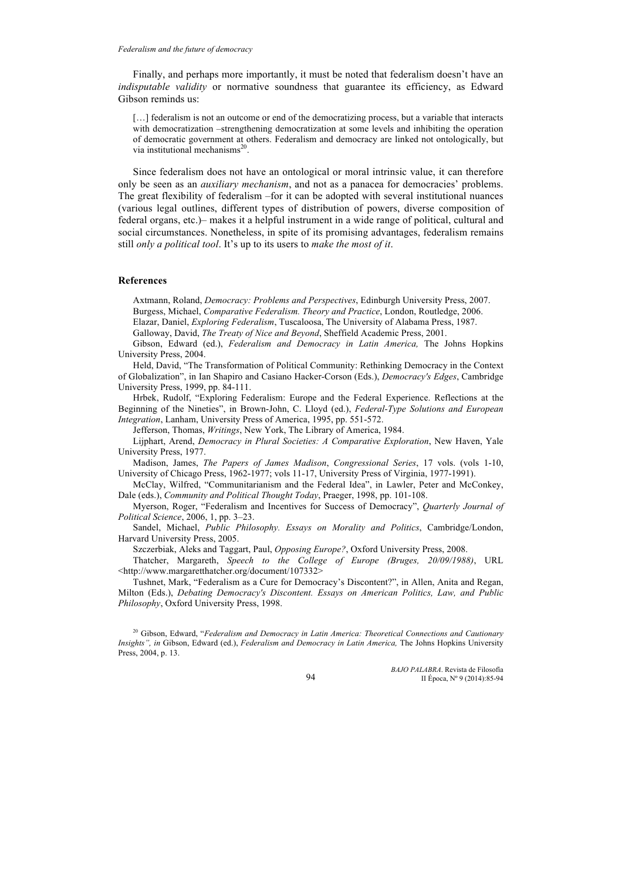Finally, and perhaps more importantly, it must be noted that federalism doesn't have an *indisputable validity* or normative soundness that guarantee its efficiency, as Edward Gibson reminds us:

> […] federalism is not an outcome or end of the democratizing process, but a variable that interacts with democratization –strengthening democratization at some levels and inhibiting the operation of democratic government at others. Federalism and democracy are linked not ontologically, but via institutional mechanisms[20].

Since federalism does not have an ontological or moral intrinsic value, it can therefore only be seen as an *auxiliary mechanism*, and not as a panacea for democracies' problems. The great flexibility of federalism –for it can be adopted with several institutional nuances (various legal outlines, different types of distribution of powers, diverse composition of federal organs, etc.)– makes it a helpful instrument in a wide range of political, cultural and social circumstances. Nonetheless, in spite of its promising advantages, federalism remains still *only a political tool*. It's up to its users to *make the most of it*.

## References

Axtmann, Roland, *Democracy: Problems and Perspectives*, Edinburgh University Press, 2007.

Burgess, Michael, *Comparative Federalism. Theory and Practice*, London, Routledge, 2006.

Elazar, Daniel, *Exploring Federalism*, Tuscaloosa, The University of Alabama Press, 1987.

Galloway, David, *The Treaty of Nice and Beyond*, Sheffield Academic Press, 2001.

Gibson, Edward (ed.), *Federalism and Democracy in Latin America,* The Johns Hopkins University Press, 2004.

Held, David, "The Transformation of Political Community: Rethinking Democracy in the Context of Globalization", in Ian Shapiro and Casiano Hacker-Corson (Eds.), *Democracy's Edges*, Cambridge University Press, 1999, pp. 84-111.

Hrbek, Rudolf, "Exploring Federalism: Europe and the Federal Experience. Reflections at the Beginning of the Nineties", in Brown-John, C. Lloyd (ed.), *Federal-Type Solutions and European Integration*, Lanham, University Press of America, 1995, pp. 551-572.

Jefferson, Thomas, *Writings*, New York, The Library of America, 1984.

Lijphart, Arend, *Democracy in Plural Societies: A Comparative Exploration*, New Haven, Yale University Press, 1977.

Madison, James, *The Papers of James Madison*, *Congressional Series*, 17 vols. (vols 1-10, University of Chicago Press, 1962-1977; vols 11-17, University Press of Virginia, 1977-1991).

McClay, Wilfred, "Communitarianism and the Federal Idea", in Lawler, Peter and McConkey, Dale (eds.), *Community and Political Thought Today*, Praeger, 1998, pp. 101-108.

Myerson, Roger, "Federalism and Incentives for Success of Democracy", *Quarterly Journal of Political Science*, 2006, 1, pp. 3–23.

Sandel, Michael, *Public Philosophy. Essays on Morality and Politics*, Cambridge/London, Harvard University Press, 2005.

Szczerbiak, Aleks and Taggart, Paul, *Opposing Europe?*, Oxford University Press, 2008.

Thatcher, Margareth, *Speech to the College of Europe (Bruges, 20/09/1988)*, URL <http://www.margaretthatcher.org/document/107332>

Tushnet, Mark, "Federalism as a Cure for Democracy's Discontent?", in Allen, Anita and Regan, Milton (Eds.), *Debating Democracy's Discontent. Essays on American Politics, Law, and Public Philosophy*, Oxford University Press, 1998.

---

[20] Gibson, Edward, "*Federalism and Democracy in Latin America: Theoretical Connections and Cautionary Insights", in* Gibson, Edward (ed.), *Federalism and Democracy in Latin America,* The Johns Hopkins University Press, 2004, p. 13.